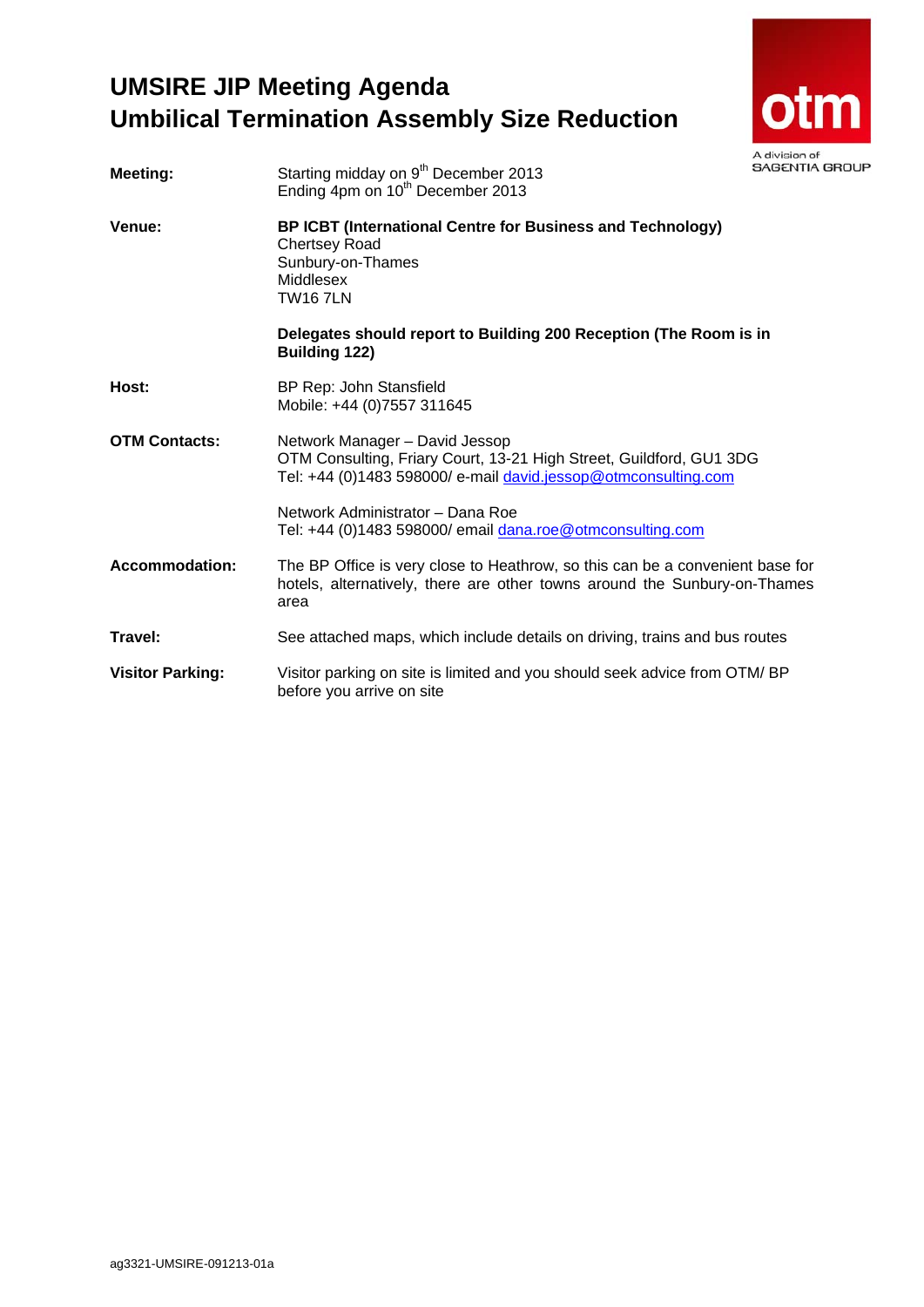# UMSIRE JIP Meeting Agenda
# Umbilical Termination Assembly Size Reduction

otm

A division of SAGENTIA GROUP

**Meeting:** Starting midday on 9th December 2013
Ending 4pm on 10th December 2013

**Venue:** **BP ICBT (International Centre for Business and Technology)**
Chertsey Road
Sunbury-on-Thames
Middlesex
TW16 7LN

**Delegates should report to Building 200 Reception (The Room is in Building 122)**

**Host:** BP Rep: John Stansfield
Mobile: +44 (0)7557 311645

**OTM Contacts:** Network Manager – David Jessop
OTM Consulting, Friary Court, 13-21 High Street, Guildford, GU1 3DG
Tel: +44 (0)1483 598000/ e-mail david.jessop@otmconsulting.com

Network Administrator – Dana Roe
Tel: +44 (0)1483 598000/ email dana.roe@otmconsulting.com

**Accommodation:** The BP Office is very close to Heathrow, so this can be a convenient base for hotels, alternatively, there are other towns around the Sunbury-on-Thames area

**Travel:** See attached maps, which include details on driving, trains and bus routes

**Visitor Parking:** Visitor parking on site is limited and you should seek advice from OTM/ BP before you arrive on site

ag3321-UMSIRE-091213-01a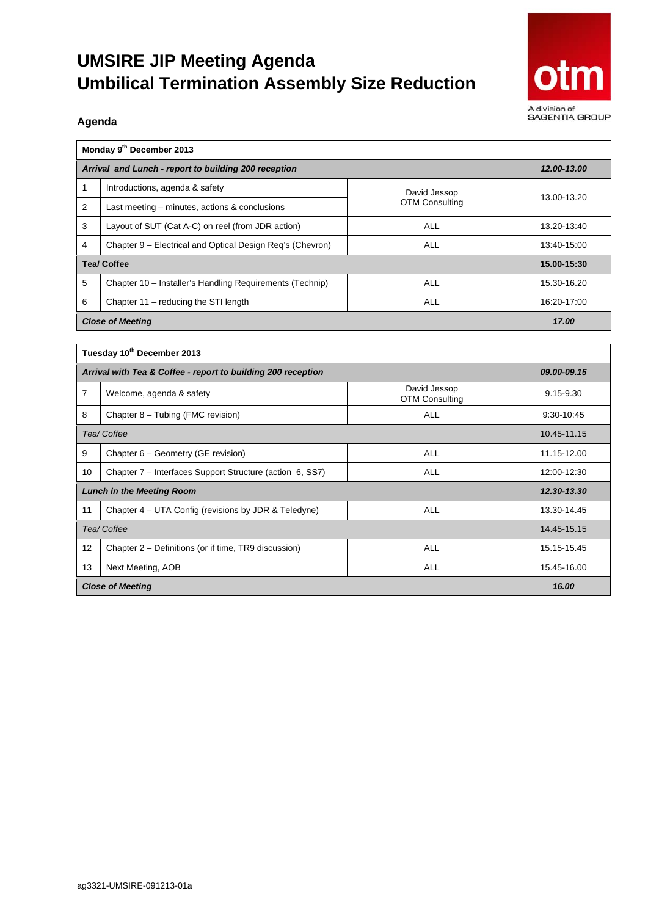# UMSIRE JIP Meeting Agenda
# Umbilical Termination Assembly Size Reduction

otm

A division of SAGENTIA GROUP

## Agenda

| Monday 9th December 2013 | | | |
|---|---|---|---|
| ***Arrival and Lunch - report to building 200 reception*** | | | ***12.00-13.00*** |
| 1 | Introductions, agenda & safety | David Jessop OTM Consulting | 13.00-13.20 |
| 2 | Last meeting – minutes, actions & conclusions | | |
| 3 | Layout of SUT (Cat A-C) on reel (from JDR action) | ALL | 13.20-13:40 |
| 4 | Chapter 9 – Electrical and Optical Design Req's (Chevron) | ALL | 13:40-15:00 |
| **Tea/ Coffee** | | | **15.00-15:30** |
| 5 | Chapter 10 – Installer's Handling Requirements (Technip) | ALL | 15.30-16.20 |
| 6 | Chapter 11 – reducing the STI length | ALL | 16:20-17:00 |
| ***Close of Meeting*** | | | ***17.00*** |

| Tuesday 10th December 2013 | | | |
|---|---|---|---|
| ***Arrival with Tea & Coffee - report to building 200 reception*** | | | ***09.00-09.15*** |
| 7 | Welcome, agenda & safety | David Jessop OTM Consulting | 9.15-9.30 |
| 8 | Chapter 8 – Tubing (FMC revision) | ALL | 9:30-10:45 |
| *Tea/ Coffee* | | | 10.45-11.15 |
| 9 | Chapter 6 – Geometry (GE revision) | ALL | 11.15-12.00 |
| 10 | Chapter 7 – Interfaces Support Structure (action 6, SS7) | ALL | 12:00-12:30 |
| ***Lunch in the Meeting Room*** | | | ***12.30-13.30*** |
| 11 | Chapter 4 – UTA Config (revisions by JDR & Teledyne) | ALL | 13.30-14.45 |
| *Tea/ Coffee* | | | 14.45-15.15 |
| 12 | Chapter 2 – Definitions (or if time, TR9 discussion) | ALL | 15.15-15.45 |
| 13 | Next Meeting, AOB | ALL | 15.45-16.00 |
| ***Close of Meeting*** | | | ***16.00*** |

ag3321-UMSIRE-091213-01a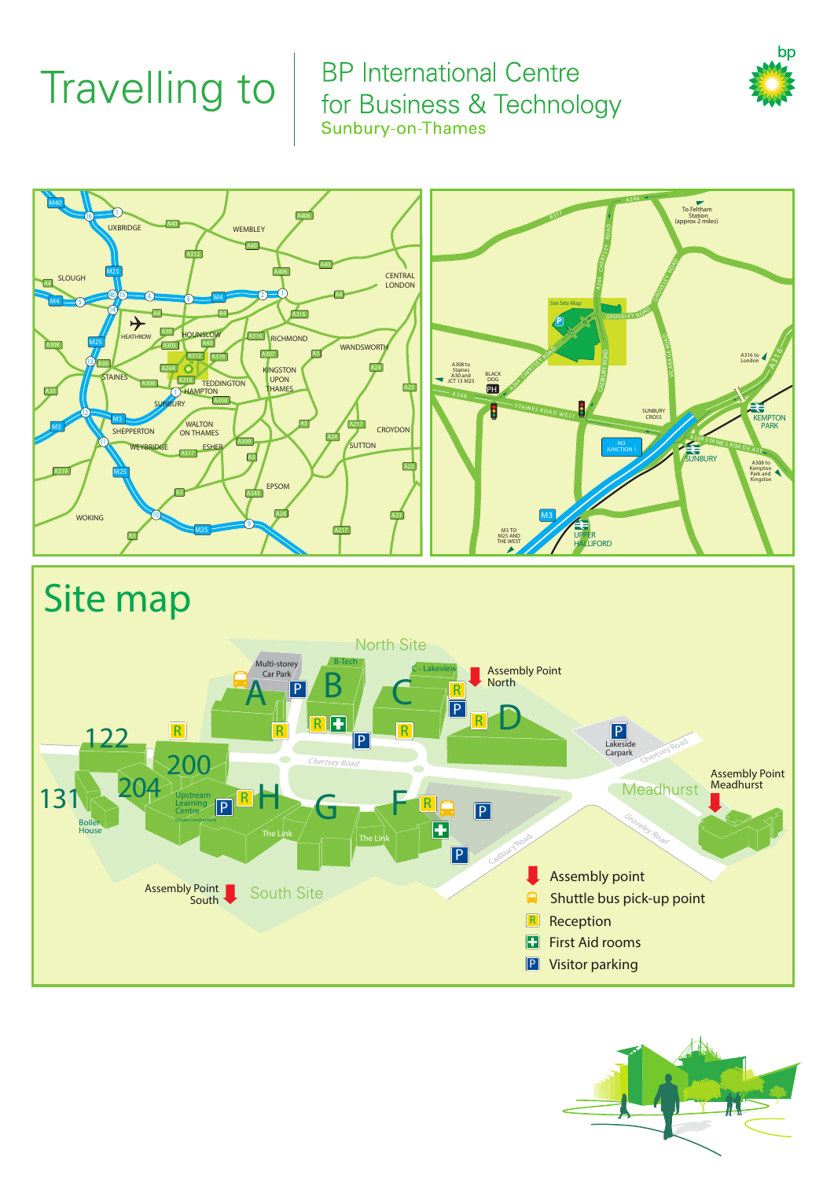# Travelling to

## BP International Centre for Business & Technology

Sunbury-on-Thames

## Site map

- Assembly point
- Shuttle bus pick-up point
- Reception
- First Aid rooms
- Visitor parking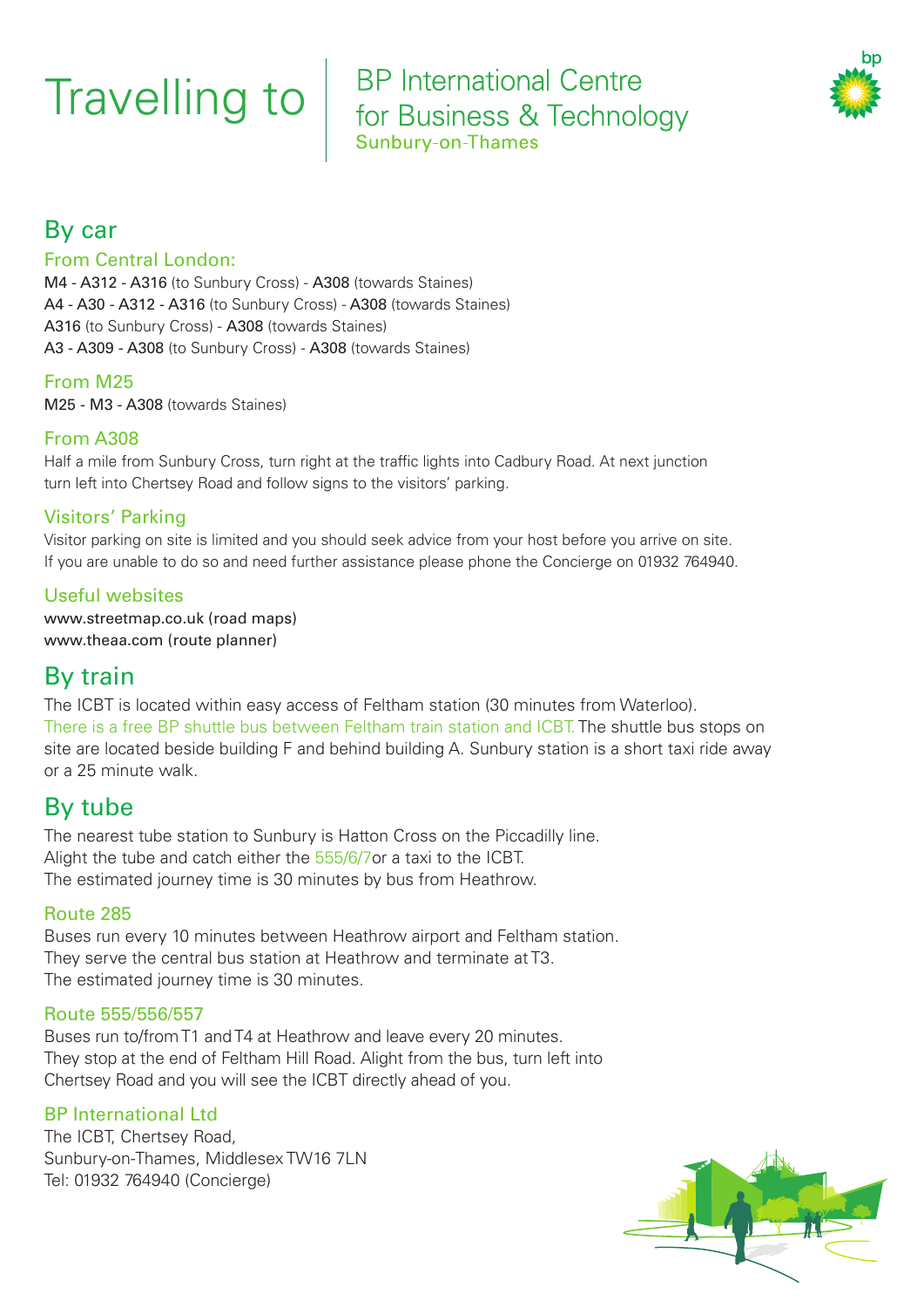# Travelling to BP International Centre for Business & Technology
Sunbury-on-Thames

## By car

### From Central London:

**M4** - **A312** - **A316** (to Sunbury Cross) - **A308** (towards Staines)
**A4** - **A30** - **A312** - **A316** (to Sunbury Cross) - **A308** (towards Staines)
**A316** (to Sunbury Cross) - **A308** (towards Staines)
**A3** - **A309** - **A308** (to Sunbury Cross) - **A308** (towards Staines)

### From M25

**M25** - **M3** - **A308** (towards Staines)

### From A308

Half a mile from Sunbury Cross, turn right at the traffic lights into Cadbury Road. At next junction turn left into Chertsey Road and follow signs to the visitors' parking.

### Visitors' Parking

Visitor parking on site is limited and you should seek advice from your host before you arrive on site. If you are unable to do so and need further assistance please phone the Concierge on 01932 764940.

### Useful websites

www.streetmap.co.uk (road maps)
www.theaa.com (route planner)

## By train

The ICBT is located within easy access of Feltham station (30 minutes from Waterloo). There is a free BP shuttle bus between Feltham train station and ICBT. The shuttle bus stops on site are located beside building F and behind building A. Sunbury station is a short taxi ride away or a 25 minute walk.

## By tube

The nearest tube station to Sunbury is Hatton Cross on the Piccadilly line.
Alight the tube and catch either the 555/6/7or a taxi to the ICBT.
The estimated journey time is 30 minutes by bus from Heathrow.

### Route 285

Buses run every 10 minutes between Heathrow airport and Feltham station.
They serve the central bus station at Heathrow and terminate at T3.
The estimated journey time is 30 minutes.

### Route 555/556/557

Buses run to/from T1 and T4 at Heathrow and leave every 20 minutes.
They stop at the end of Feltham Hill Road. Alight from the bus, turn left into Chertsey Road and you will see the ICBT directly ahead of you.

### BP International Ltd

The ICBT, Chertsey Road,
Sunbury-on-Thames, Middlesex TW16 7LN
Tel: 01932 764940 (Concierge)